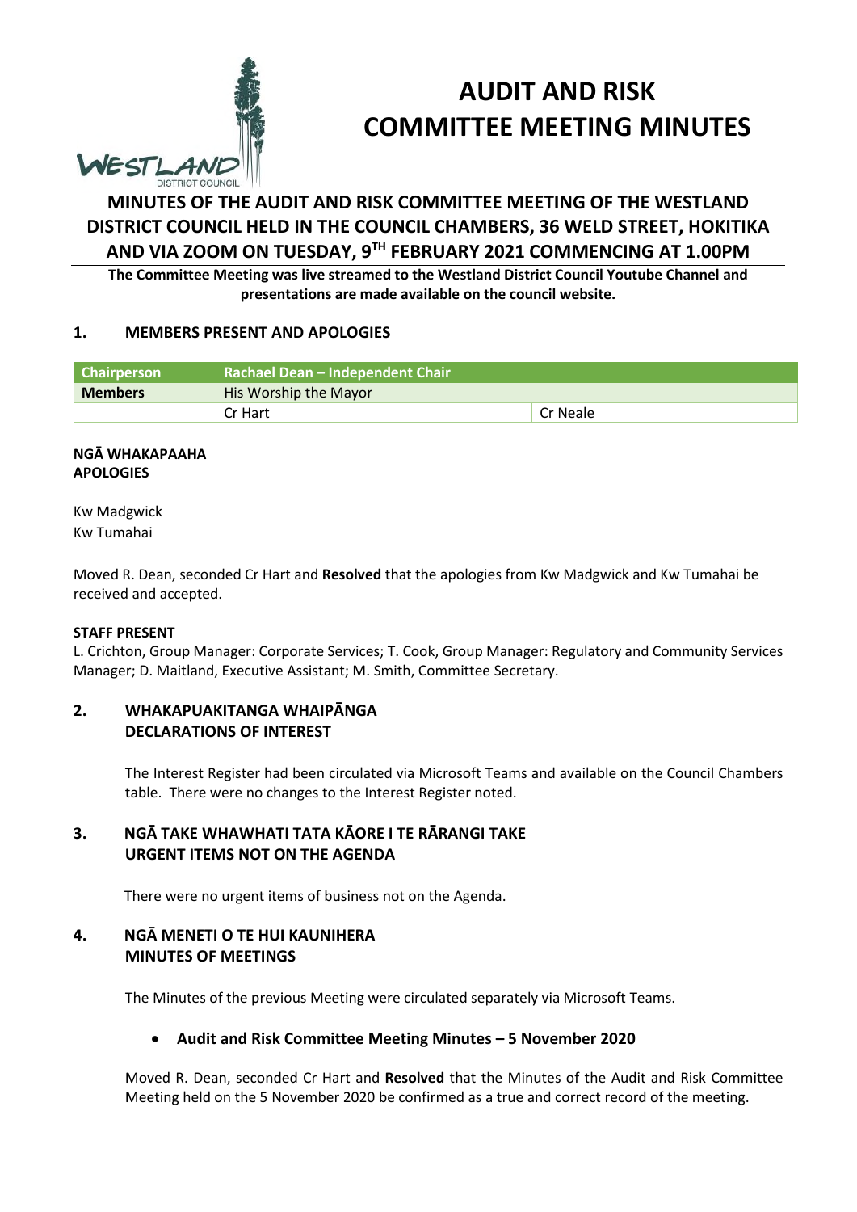# AUDIT AND RISK COMMITTEE MEETING MINUTES

## MINUTES OF THE AUDIT AND RISK COMMITTEE MEETING OF THE WESTLAND DISTRICT COUNCIL HELD IN THE COUNCIL CHAMBERS, 36 WELD STREET, HOKITIKA AND VIA ZOOM ON TUESDAY, 9TH FEBRUARY 2021 COMMENCING AT 1.00PM

**The Committee Meeting was live streamed to the Westland District Council Youtube Channel and presentations are made available on the council website.**

### 1. MEMBERS PRESENT AND APOLOGIES

| Chairperson | Rachael Dean – Independent Chair | |
|---|---|---|
| **Members** | His Worship the Mayor | |
| | Cr Hart | Cr Neale |

**NGĀ WHAKAPAAHA**
**APOLOGIES**

Kw Madgwick
Kw Tumahai

Moved R. Dean, seconded Cr Hart and **Resolved** that the apologies from Kw Madgwick and Kw Tumahai be received and accepted.

**STAFF PRESENT**
L. Crichton, Group Manager: Corporate Services; T. Cook, Group Manager: Regulatory and Community Services Manager; D. Maitland, Executive Assistant; M. Smith, Committee Secretary.

### 2. WHAKAPUAKITANGA WHAIPĀNGA DECLARATIONS OF INTEREST

The Interest Register had been circulated via Microsoft Teams and available on the Council Chambers table. There were no changes to the Interest Register noted.

### 3. NGĀ TAKE WHAWHATI TATA KĀORE I TE RĀRANGI TAKE URGENT ITEMS NOT ON THE AGENDA

There were no urgent items of business not on the Agenda.

### 4. NGĀ MENETI O TE HUI KAUNIHERA MINUTES OF MEETINGS

The Minutes of the previous Meeting were circulated separately via Microsoft Teams.

- **Audit and Risk Committee Meeting Minutes – 5 November 2020**

Moved R. Dean, seconded Cr Hart and **Resolved** that the Minutes of the Audit and Risk Committee Meeting held on the 5 November 2020 be confirmed as a true and correct record of the meeting.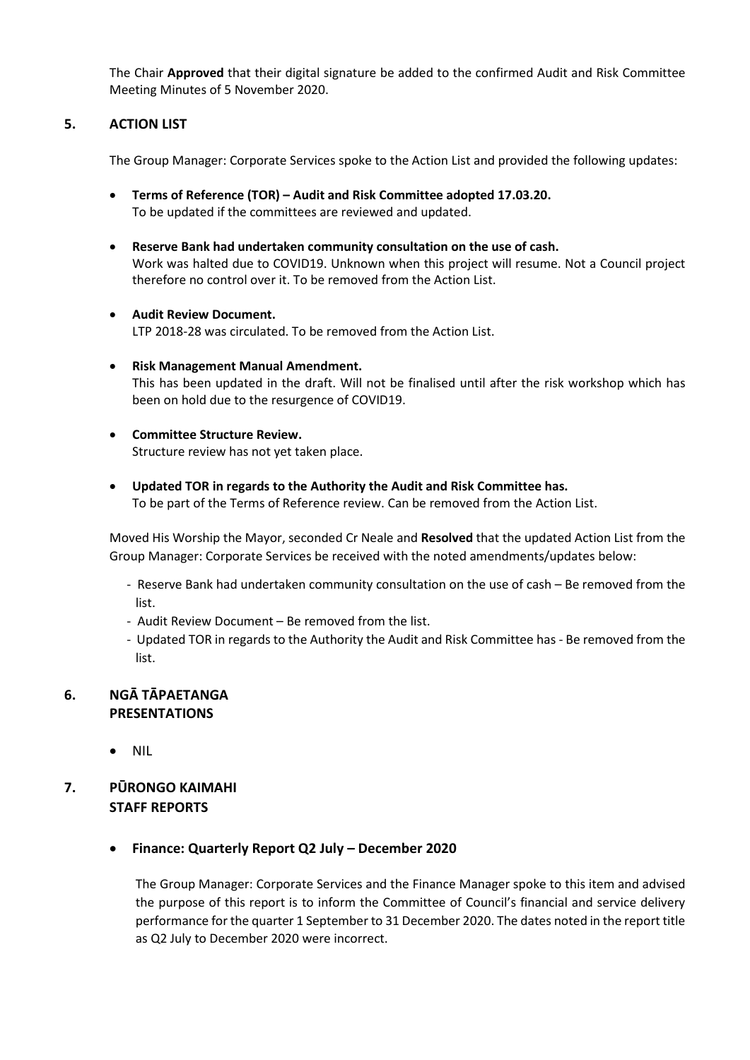The Chair **Approved** that their digital signature be added to the confirmed Audit and Risk Committee Meeting Minutes of 5 November 2020.

## 5. ACTION LIST

The Group Manager: Corporate Services spoke to the Action List and provided the following updates:

- **Terms of Reference (TOR) – Audit and Risk Committee adopted 17.03.20.**
  To be updated if the committees are reviewed and updated.

- **Reserve Bank had undertaken community consultation on the use of cash.**
  Work was halted due to COVID19. Unknown when this project will resume. Not a Council project therefore no control over it. To be removed from the Action List.

- **Audit Review Document.**
  LTP 2018-28 was circulated. To be removed from the Action List.

- **Risk Management Manual Amendment.**
  This has been updated in the draft. Will not be finalised until after the risk workshop which has been on hold due to the resurgence of COVID19.

- **Committee Structure Review.**
  Structure review has not yet taken place.

- **Updated TOR in regards to the Authority the Audit and Risk Committee has.**
  To be part of the Terms of Reference review. Can be removed from the Action List.

Moved His Worship the Mayor, seconded Cr Neale and **Resolved** that the updated Action List from the Group Manager: Corporate Services be received with the noted amendments/updates below:

- Reserve Bank had undertaken community consultation on the use of cash – Be removed from the list.
- Audit Review Document – Be removed from the list.
- Updated TOR in regards to the Authority the Audit and Risk Committee has - Be removed from the list.

## 6. NGĀ TĀPAETANGA PRESENTATIONS

- NIL

## 7. PŪRONGO KAIMAHI STAFF REPORTS

- **Finance: Quarterly Report Q2 July – December 2020**

  The Group Manager: Corporate Services and the Finance Manager spoke to this item and advised the purpose of this report is to inform the Committee of Council's financial and service delivery performance for the quarter 1 September to 31 December 2020. The dates noted in the report title as Q2 July to December 2020 were incorrect.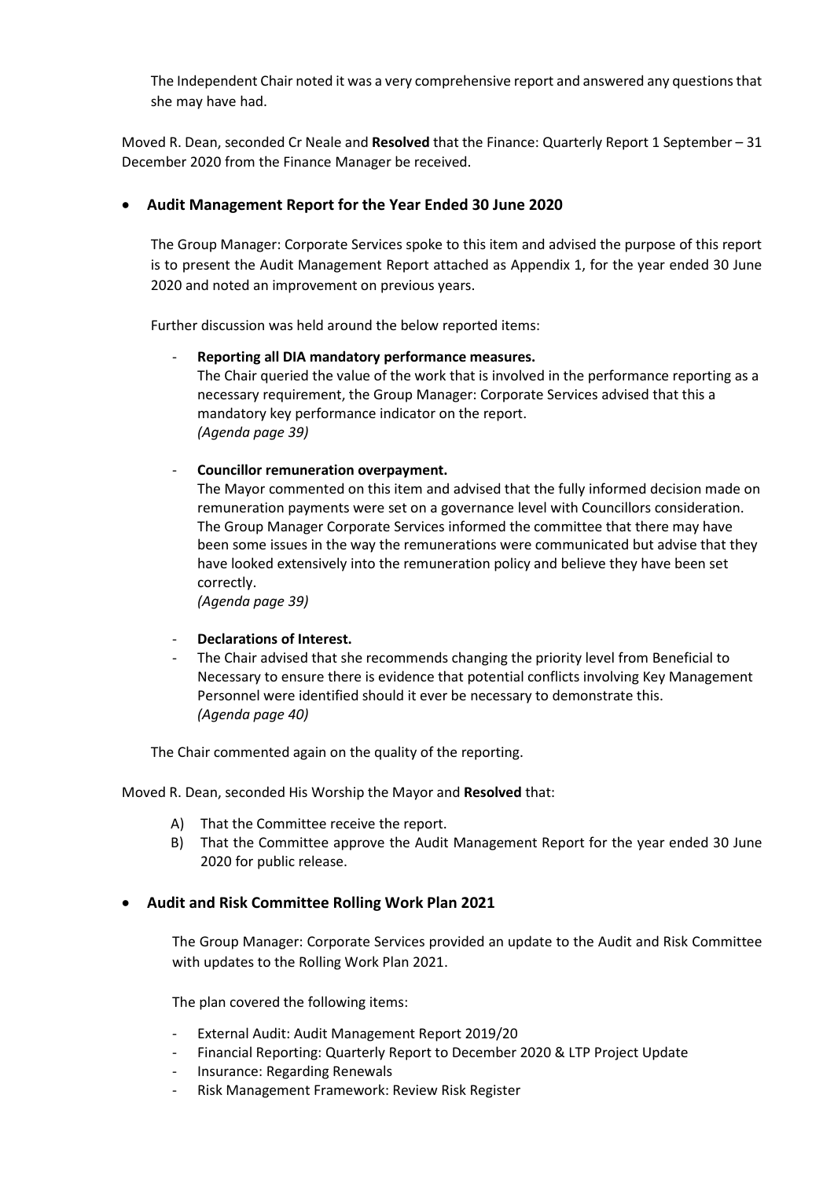The Independent Chair noted it was a very comprehensive report and answered any questions that she may have had.

Moved R. Dean, seconded Cr Neale and **Resolved** that the Finance: Quarterly Report 1 September – 31 December 2020 from the Finance Manager be received.

- **Audit Management Report for the Year Ended 30 June 2020**

  The Group Manager: Corporate Services spoke to this item and advised the purpose of this report is to present the Audit Management Report attached as Appendix 1, for the year ended 30 June 2020 and noted an improvement on previous years.

  Further discussion was held around the below reported items:

  - **Reporting all DIA mandatory performance measures.**
    The Chair queried the value of the work that is involved in the performance reporting as a necessary requirement, the Group Manager: Corporate Services advised that this a mandatory key performance indicator on the report.
    *(Agenda page 39)*

  - **Councillor remuneration overpayment.**
    The Mayor commented on this item and advised that the fully informed decision made on remuneration payments were set on a governance level with Councillors consideration. The Group Manager Corporate Services informed the committee that there may have been some issues in the way the remunerations were communicated but advise that they have looked extensively into the remuneration policy and believe they have been set correctly.
    *(Agenda page 39)*

  - **Declarations of Interest.**
  - The Chair advised that she recommends changing the priority level from Beneficial to Necessary to ensure there is evidence that potential conflicts involving Key Management Personnel were identified should it ever be necessary to demonstrate this.
    *(Agenda page 40)*

  The Chair commented again on the quality of the reporting.

Moved R. Dean, seconded His Worship the Mayor and **Resolved** that:

A) That the Committee receive the report.
B) That the Committee approve the Audit Management Report for the year ended 30 June 2020 for public release.

- **Audit and Risk Committee Rolling Work Plan 2021**

  The Group Manager: Corporate Services provided an update to the Audit and Risk Committee with updates to the Rolling Work Plan 2021.

  The plan covered the following items:

  - External Audit: Audit Management Report 2019/20
  - Financial Reporting: Quarterly Report to December 2020 & LTP Project Update
  - Insurance: Regarding Renewals
  - Risk Management Framework: Review Risk Register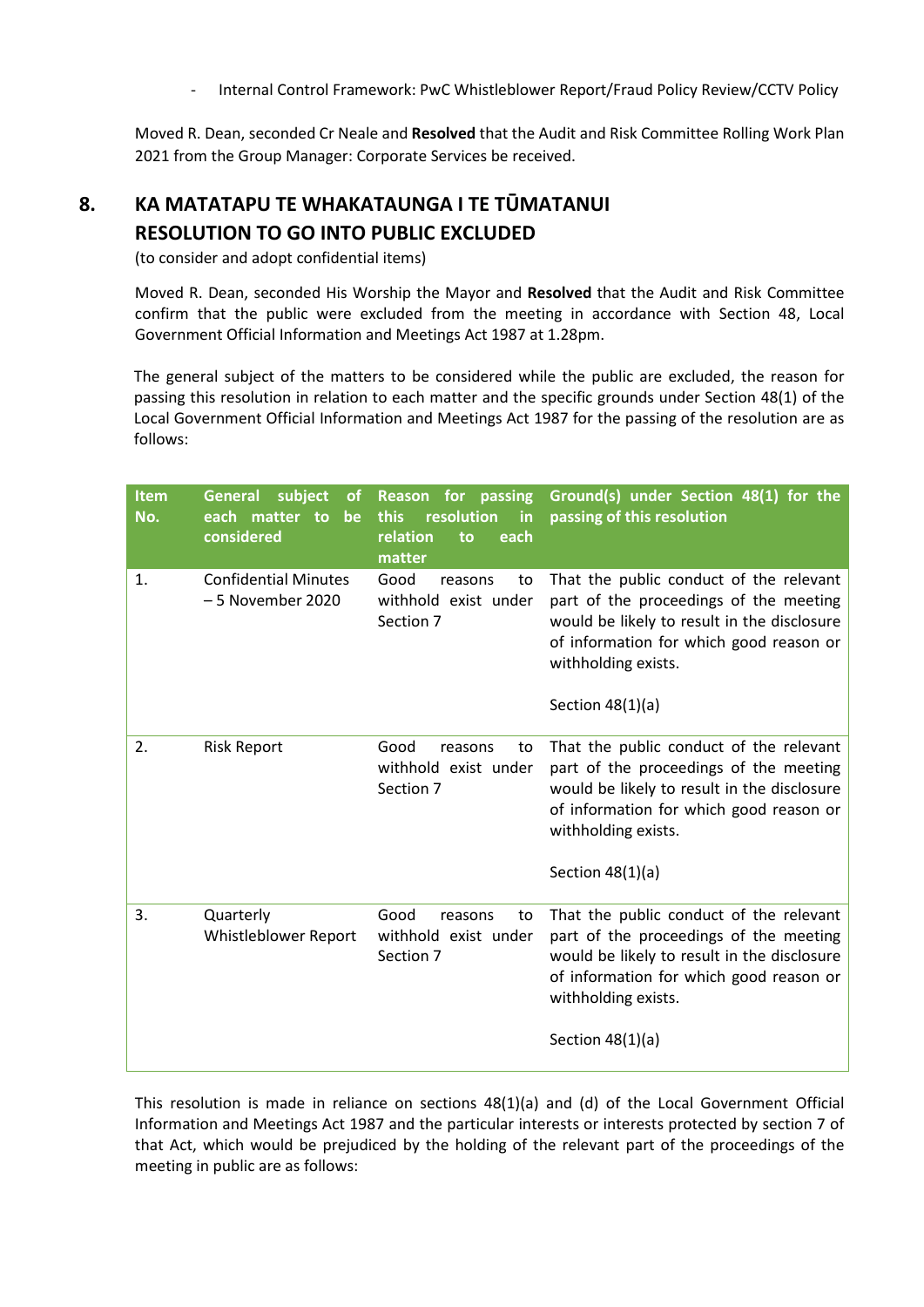- Internal Control Framework: PwC Whistleblower Report/Fraud Policy Review/CCTV Policy

Moved R. Dean, seconded Cr Neale and **Resolved** that the Audit and Risk Committee Rolling Work Plan 2021 from the Group Manager: Corporate Services be received.

## 8. KA MATATAPU TE WHAKATAUNGA I TE TŪMATANUI RESOLUTION TO GO INTO PUBLIC EXCLUDED

(to consider and adopt confidential items)

Moved R. Dean, seconded His Worship the Mayor and **Resolved** that the Audit and Risk Committee confirm that the public were excluded from the meeting in accordance with Section 48, Local Government Official Information and Meetings Act 1987 at 1.28pm.

The general subject of the matters to be considered while the public are excluded, the reason for passing this resolution in relation to each matter and the specific grounds under Section 48(1) of the Local Government Official Information and Meetings Act 1987 for the passing of the resolution are as follows:

| Item No. | General subject of each matter to be considered | Reason for passing this resolution in relation to each matter | Ground(s) under Section 48(1) for the passing of this resolution |
|---|---|---|---|
| 1. | Confidential Minutes – 5 November 2020 | Good reasons to withhold exist under Section 7 | That the public conduct of the relevant part of the proceedings of the meeting would be likely to result in the disclosure of information for which good reason or withholding exists.<br><br>Section 48(1)(a) |
| 2. | Risk Report | Good reasons to withhold exist under Section 7 | That the public conduct of the relevant part of the proceedings of the meeting would be likely to result in the disclosure of information for which good reason or withholding exists.<br><br>Section 48(1)(a) |
| 3. | Quarterly Whistleblower Report | Good reasons to withhold exist under Section 7 | That the public conduct of the relevant part of the proceedings of the meeting would be likely to result in the disclosure of information for which good reason or withholding exists.<br><br>Section 48(1)(a) |

This resolution is made in reliance on sections 48(1)(a) and (d) of the Local Government Official Information and Meetings Act 1987 and the particular interests or interests protected by section 7 of that Act, which would be prejudiced by the holding of the relevant part of the proceedings of the meeting in public are as follows: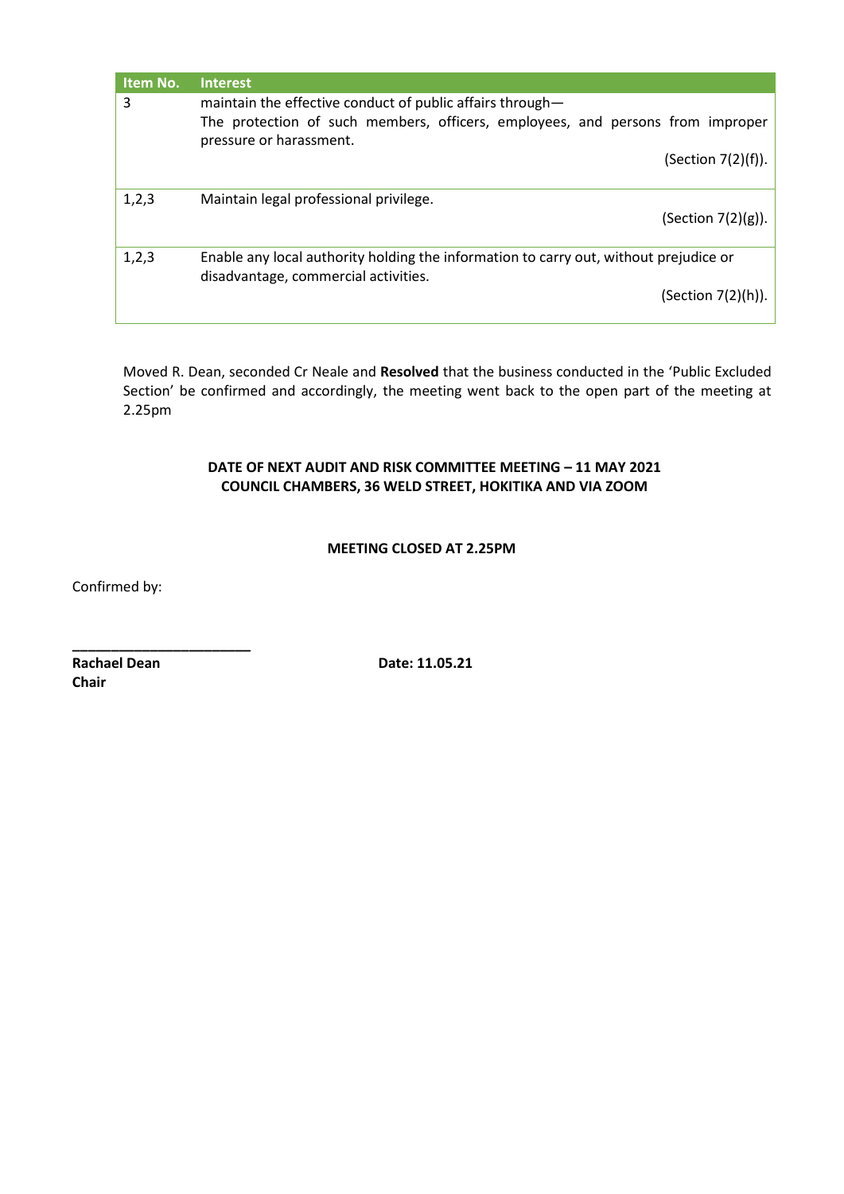| Item No. | Interest |
|---|---|
| 3 | maintain the effective conduct of public affairs through—<br>The protection of such members, officers, employees, and persons from improper pressure or harassment.<br>(Section 7(2)(f)). |
| 1,2,3 | Maintain legal professional privilege.<br>(Section 7(2)(g)). |
| 1,2,3 | Enable any local authority holding the information to carry out, without prejudice or disadvantage, commercial activities.<br>(Section 7(2)(h)). |

Moved R. Dean, seconded Cr Neale and **Resolved** that the business conducted in the 'Public Excluded Section' be confirmed and accordingly, the meeting went back to the open part of the meeting at 2.25pm

**DATE OF NEXT AUDIT AND RISK COMMITTEE MEETING – 11 MAY 2021**
**COUNCIL CHAMBERS, 36 WELD STREET, HOKITIKA AND VIA ZOOM**

**MEETING CLOSED AT 2.25PM**

Confirmed by:

**______________________**

**Rachael Dean**
**Chair**

**Date: 11.05.21**